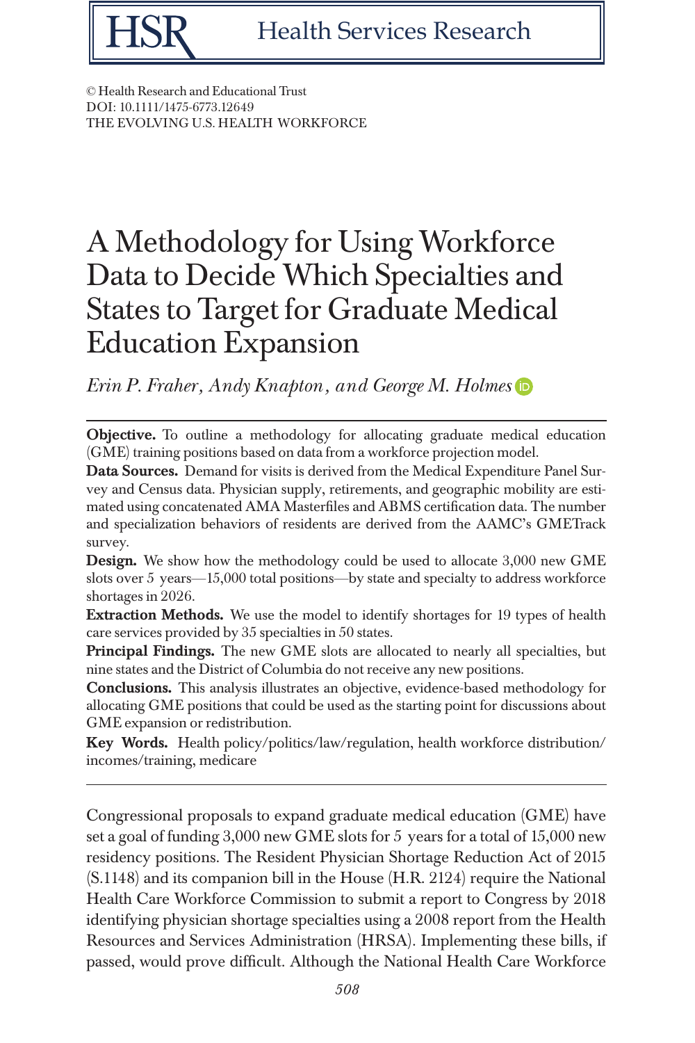© Health Research and Educational Trust
DOI: 10.1111/1475-6773.12649
THE EVOLVING U.S. HEALTH WORKFORCE

# A Methodology for Using Workforce Data to Decide Which Specialties and States to Target for Graduate Medical Education Expansion

*Erin P. Fraher, Andy Knapton, and George M. Holmes*

**Objective.** To outline a methodology for allocating graduate medical education (GME) training positions based on data from a workforce projection model.

**Data Sources.** Demand for visits is derived from the Medical Expenditure Panel Survey and Census data. Physician supply, retirements, and geographic mobility are estimated using concatenated AMA Masterfiles and ABMS certification data. The number and specialization behaviors of residents are derived from the AAMC's GMETrack survey.

**Design.** We show how the methodology could be used to allocate 3,000 new GME slots over 5 years—15,000 total positions—by state and specialty to address workforce shortages in 2026.

**Extraction Methods.** We use the model to identify shortages for 19 types of health care services provided by 35 specialties in 50 states.

**Principal Findings.** The new GME slots are allocated to nearly all specialties, but nine states and the District of Columbia do not receive any new positions.

**Conclusions.** This analysis illustrates an objective, evidence-based methodology for allocating GME positions that could be used as the starting point for discussions about GME expansion or redistribution.

**Key Words.** Health policy/politics/law/regulation, health workforce distribution/incomes/training, medicare

---

Congressional proposals to expand graduate medical education (GME) have set a goal of funding 3,000 new GME slots for 5 years for a total of 15,000 new residency positions. The Resident Physician Shortage Reduction Act of 2015 (S.1148) and its companion bill in the House (H.R. 2124) require the National Health Care Workforce Commission to submit a report to Congress by 2018 identifying physician shortage specialties using a 2008 report from the Health Resources and Services Administration (HRSA). Implementing these bills, if passed, would prove difficult. Although the National Health Care Workforce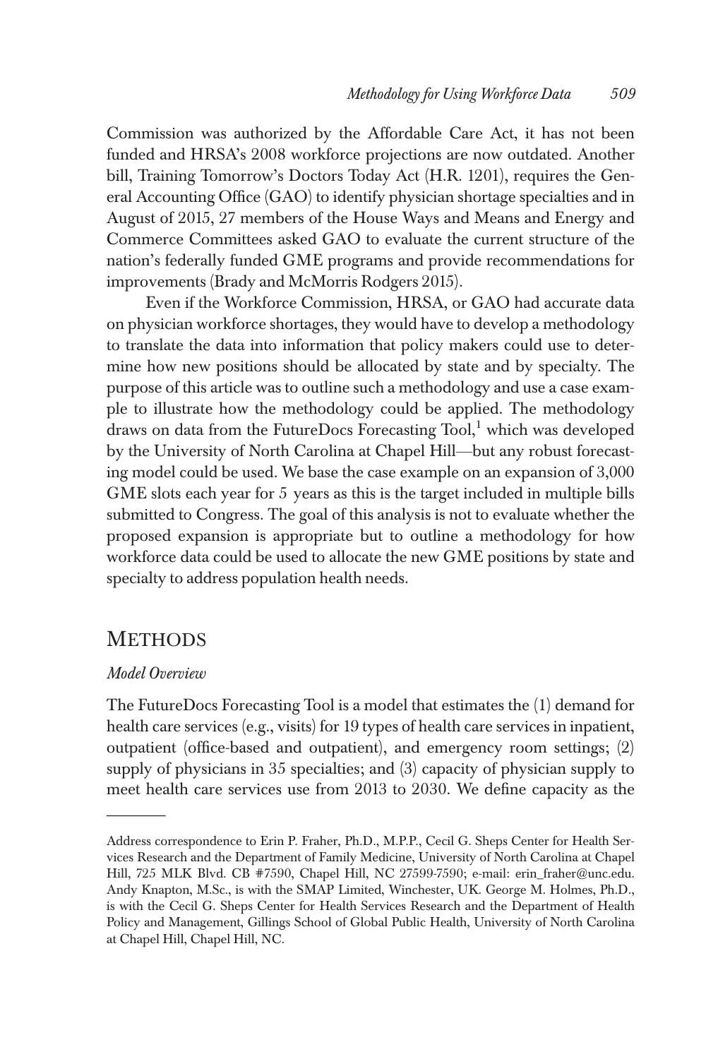Commission was authorized by the Affordable Care Act, it has not been funded and HRSA's 2008 workforce projections are now outdated. Another bill, Training Tomorrow's Doctors Today Act (H.R. 1201), requires the General Accounting Office (GAO) to identify physician shortage specialties and in August of 2015, 27 members of the House Ways and Means and Energy and Commerce Committees asked GAO to evaluate the current structure of the nation's federally funded GME programs and provide recommendations for improvements (Brady and McMorris Rodgers 2015).

Even if the Workforce Commission, HRSA, or GAO had accurate data on physician workforce shortages, they would have to develop a methodology to translate the data into information that policy makers could use to determine how new positions should be allocated by state and by specialty. The purpose of this article was to outline such a methodology and use a case example to illustrate how the methodology could be applied. The methodology draws on data from the FutureDocs Forecasting Tool,[1] which was developed by the University of North Carolina at Chapel Hill—but any robust forecasting model could be used. We base the case example on an expansion of 3,000 GME slots each year for 5 years as this is the target included in multiple bills submitted to Congress. The goal of this analysis is not to evaluate whether the proposed expansion is appropriate but to outline a methodology for how workforce data could be used to allocate the new GME positions by state and specialty to address population health needs.

## METHODS

### *Model Overview*

The FutureDocs Forecasting Tool is a model that estimates the (1) demand for health care services (e.g., visits) for 19 types of health care services in inpatient, outpatient (office-based and outpatient), and emergency room settings; (2) supply of physicians in 35 specialties; and (3) capacity of physician supply to meet health care services use from 2013 to 2030. We define capacity as the

---

Address correspondence to Erin P. Fraher, Ph.D., M.P.P., Cecil G. Sheps Center for Health Services Research and the Department of Family Medicine, University of North Carolina at Chapel Hill, 725 MLK Blvd. CB #7590, Chapel Hill, NC 27599-7590; e-mail: erin_fraher@unc.edu. Andy Knapton, M.Sc., is with the SMAP Limited, Winchester, UK. George M. Holmes, Ph.D., is with the Cecil G. Sheps Center for Health Services Research and the Department of Health Policy and Management, Gillings School of Global Public Health, University of North Carolina at Chapel Hill, Chapel Hill, NC.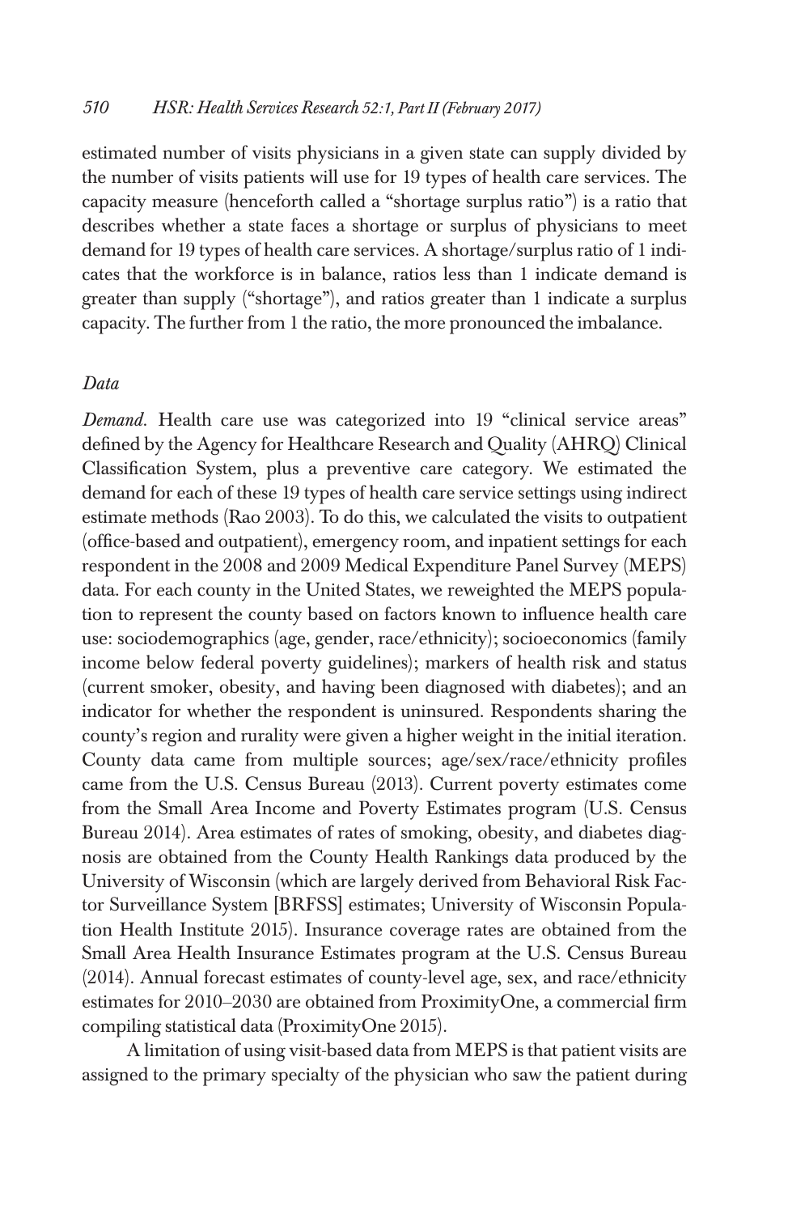estimated number of visits physicians in a given state can supply divided by the number of visits patients will use for 19 types of health care services. The capacity measure (henceforth called a "shortage surplus ratio") is a ratio that describes whether a state faces a shortage or surplus of physicians to meet demand for 19 types of health care services. A shortage/surplus ratio of 1 indicates that the workforce is in balance, ratios less than 1 indicate demand is greater than supply ("shortage"), and ratios greater than 1 indicate a surplus capacity. The further from 1 the ratio, the more pronounced the imbalance.

### *Data*

*Demand*. Health care use was categorized into 19 "clinical service areas" defined by the Agency for Healthcare Research and Quality (AHRQ) Clinical Classification System, plus a preventive care category. We estimated the demand for each of these 19 types of health care service settings using indirect estimate methods (Rao 2003). To do this, we calculated the visits to outpatient (office-based and outpatient), emergency room, and inpatient settings for each respondent in the 2008 and 2009 Medical Expenditure Panel Survey (MEPS) data. For each county in the United States, we reweighted the MEPS population to represent the county based on factors known to influence health care use: sociodemographics (age, gender, race/ethnicity); socioeconomics (family income below federal poverty guidelines); markers of health risk and status (current smoker, obesity, and having been diagnosed with diabetes); and an indicator for whether the respondent is uninsured. Respondents sharing the county's region and rurality were given a higher weight in the initial iteration. County data came from multiple sources; age/sex/race/ethnicity profiles came from the U.S. Census Bureau (2013). Current poverty estimates come from the Small Area Income and Poverty Estimates program (U.S. Census Bureau 2014). Area estimates of rates of smoking, obesity, and diabetes diagnosis are obtained from the County Health Rankings data produced by the University of Wisconsin (which are largely derived from Behavioral Risk Factor Surveillance System [BRFSS] estimates; University of Wisconsin Population Health Institute 2015). Insurance coverage rates are obtained from the Small Area Health Insurance Estimates program at the U.S. Census Bureau (2014). Annual forecast estimates of county-level age, sex, and race/ethnicity estimates for 2010–2030 are obtained from ProximityOne, a commercial firm compiling statistical data (ProximityOne 2015).

A limitation of using visit-based data from MEPS is that patient visits are assigned to the primary specialty of the physician who saw the patient during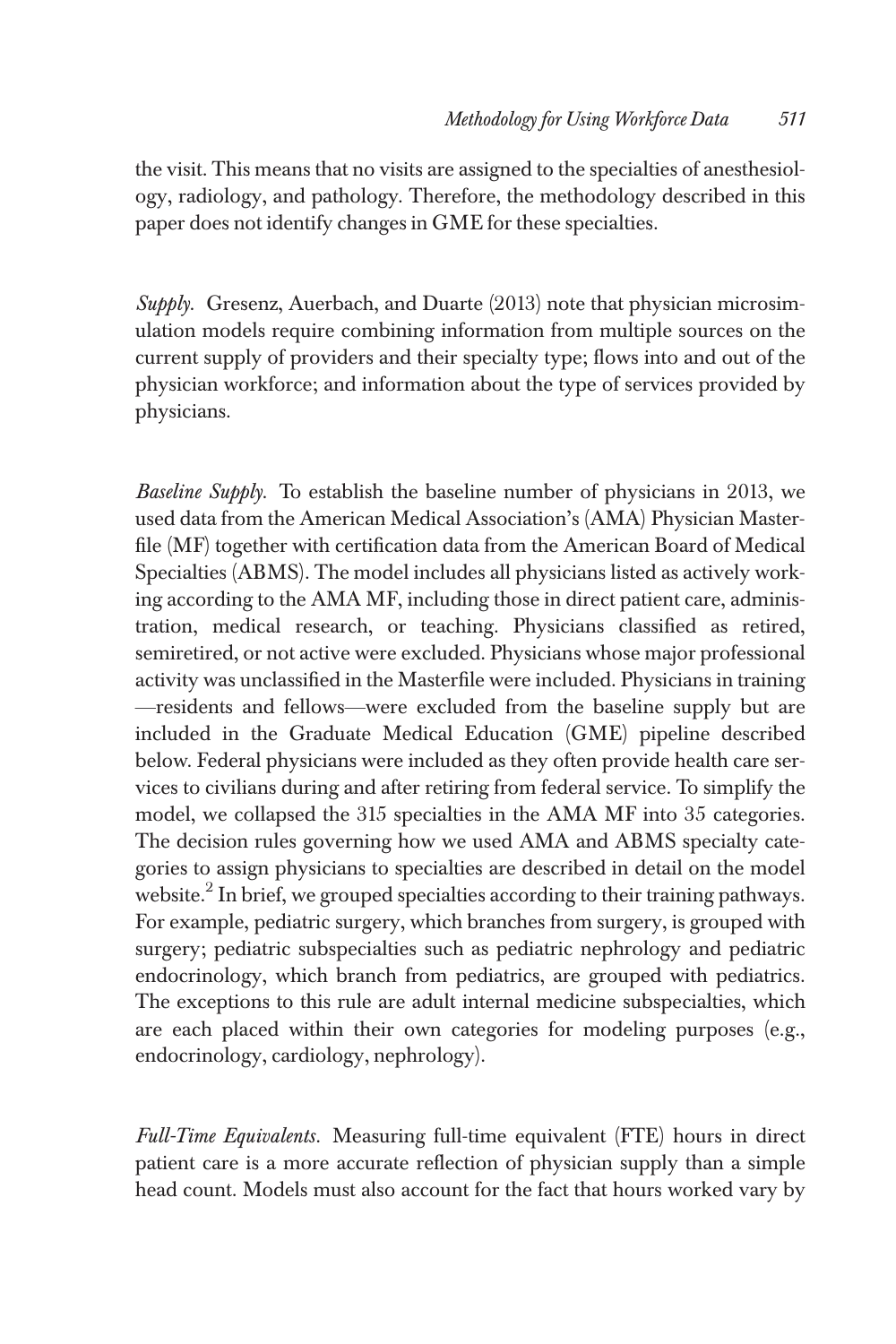the visit. This means that no visits are assigned to the specialties of anesthesiology, radiology, and pathology. Therefore, the methodology described in this paper does not identify changes in GME for these specialties.

*Supply.* Gresenz, Auerbach, and Duarte (2013) note that physician microsimulation models require combining information from multiple sources on the current supply of providers and their specialty type; flows into and out of the physician workforce; and information about the type of services provided by physicians.

*Baseline Supply.* To establish the baseline number of physicians in 2013, we used data from the American Medical Association's (AMA) Physician Masterfile (MF) together with certification data from the American Board of Medical Specialties (ABMS). The model includes all physicians listed as actively working according to the AMA MF, including those in direct patient care, administration, medical research, or teaching. Physicians classified as retired, semiretired, or not active were excluded. Physicians whose major professional activity was unclassified in the Masterfile were included. Physicians in training—residents and fellows—were excluded from the baseline supply but are included in the Graduate Medical Education (GME) pipeline described below. Federal physicians were included as they often provide health care services to civilians during and after retiring from federal service. To simplify the model, we collapsed the 315 specialties in the AMA MF into 35 categories. The decision rules governing how we used AMA and ABMS specialty categories to assign physicians to specialties are described in detail on the model website.[2] In brief, we grouped specialties according to their training pathways. For example, pediatric surgery, which branches from surgery, is grouped with surgery; pediatric subspecialties such as pediatric nephrology and pediatric endocrinology, which branch from pediatrics, are grouped with pediatrics. The exceptions to this rule are adult internal medicine subspecialties, which are each placed within their own categories for modeling purposes (e.g., endocrinology, cardiology, nephrology).

*Full-Time Equivalents.* Measuring full-time equivalent (FTE) hours in direct patient care is a more accurate reflection of physician supply than a simple head count. Models must also account for the fact that hours worked vary by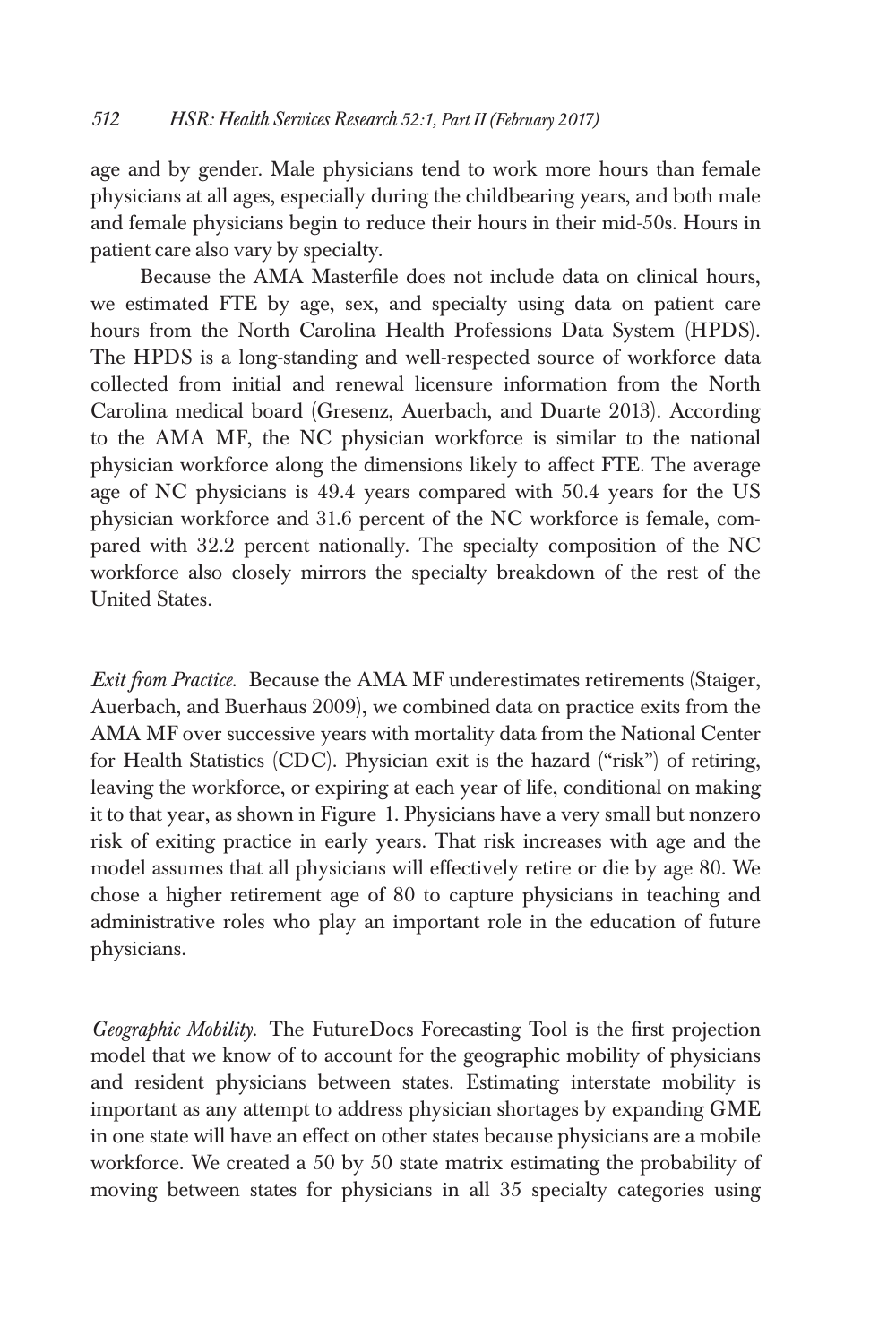age and by gender. Male physicians tend to work more hours than female physicians at all ages, especially during the childbearing years, and both male and female physicians begin to reduce their hours in their mid-50s. Hours in patient care also vary by specialty.

Because the AMA Masterfile does not include data on clinical hours, we estimated FTE by age, sex, and specialty using data on patient care hours from the North Carolina Health Professions Data System (HPDS). The HPDS is a long-standing and well-respected source of workforce data collected from initial and renewal licensure information from the North Carolina medical board (Gresenz, Auerbach, and Duarte 2013). According to the AMA MF, the NC physician workforce is similar to the national physician workforce along the dimensions likely to affect FTE. The average age of NC physicians is 49.4 years compared with 50.4 years for the US physician workforce and 31.6 percent of the NC workforce is female, compared with 32.2 percent nationally. The specialty composition of the NC workforce also closely mirrors the specialty breakdown of the rest of the United States.

*Exit from Practice.* Because the AMA MF underestimates retirements (Staiger, Auerbach, and Buerhaus 2009), we combined data on practice exits from the AMA MF over successive years with mortality data from the National Center for Health Statistics (CDC). Physician exit is the hazard ("risk") of retiring, leaving the workforce, or expiring at each year of life, conditional on making it to that year, as shown in Figure 1. Physicians have a very small but nonzero risk of exiting practice in early years. That risk increases with age and the model assumes that all physicians will effectively retire or die by age 80. We chose a higher retirement age of 80 to capture physicians in teaching and administrative roles who play an important role in the education of future physicians.

*Geographic Mobility.* The FutureDocs Forecasting Tool is the first projection model that we know of to account for the geographic mobility of physicians and resident physicians between states. Estimating interstate mobility is important as any attempt to address physician shortages by expanding GME in one state will have an effect on other states because physicians are a mobile workforce. We created a 50 by 50 state matrix estimating the probability of moving between states for physicians in all 35 specialty categories using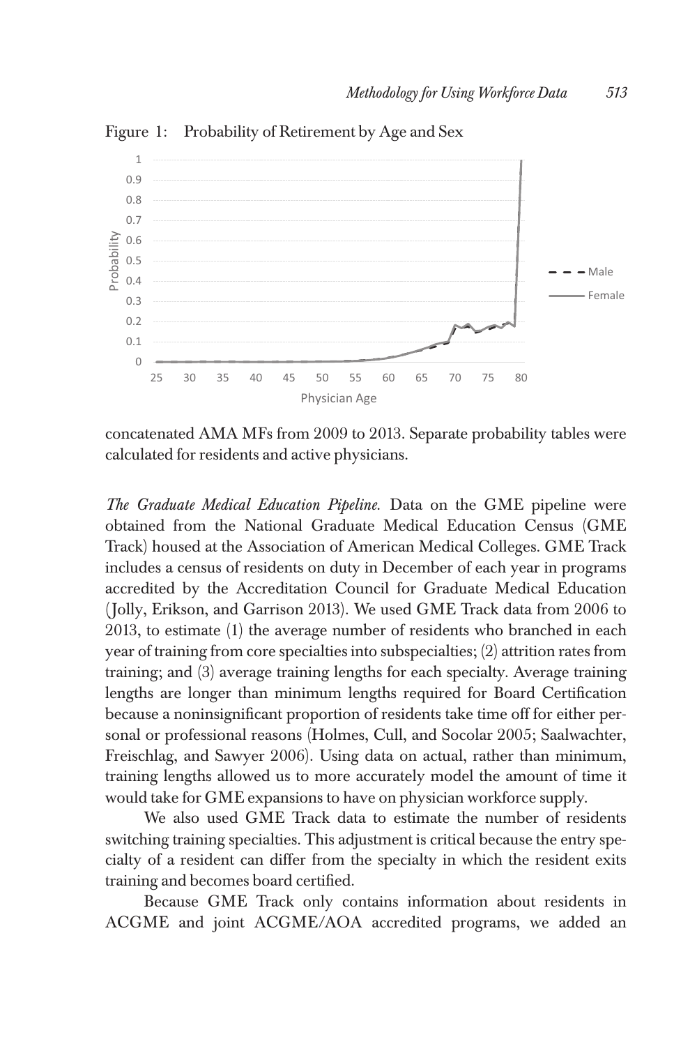Figure 1: Probability of Retirement by Age and Sex

concatenated AMA MFs from 2009 to 2013. Separate probability tables were calculated for residents and active physicians.

*The Graduate Medical Education Pipeline.* Data on the GME pipeline were obtained from the National Graduate Medical Education Census (GME Track) housed at the Association of American Medical Colleges. GME Track includes a census of residents on duty in December of each year in programs accredited by the Accreditation Council for Graduate Medical Education (Jolly, Erikson, and Garrison 2013). We used GME Track data from 2006 to 2013, to estimate (1) the average number of residents who branched in each year of training from core specialties into subspecialties; (2) attrition rates from training; and (3) average training lengths for each specialty. Average training lengths are longer than minimum lengths required for Board Certification because a noninsignificant proportion of residents take time off for either personal or professional reasons (Holmes, Cull, and Socolar 2005; Saalwachter, Freischlag, and Sawyer 2006). Using data on actual, rather than minimum, training lengths allowed us to more accurately model the amount of time it would take for GME expansions to have on physician workforce supply.

We also used GME Track data to estimate the number of residents switching training specialties. This adjustment is critical because the entry specialty of a resident can differ from the specialty in which the resident exits training and becomes board certified.

Because GME Track only contains information about residents in ACGME and joint ACGME/AOA accredited programs, we added an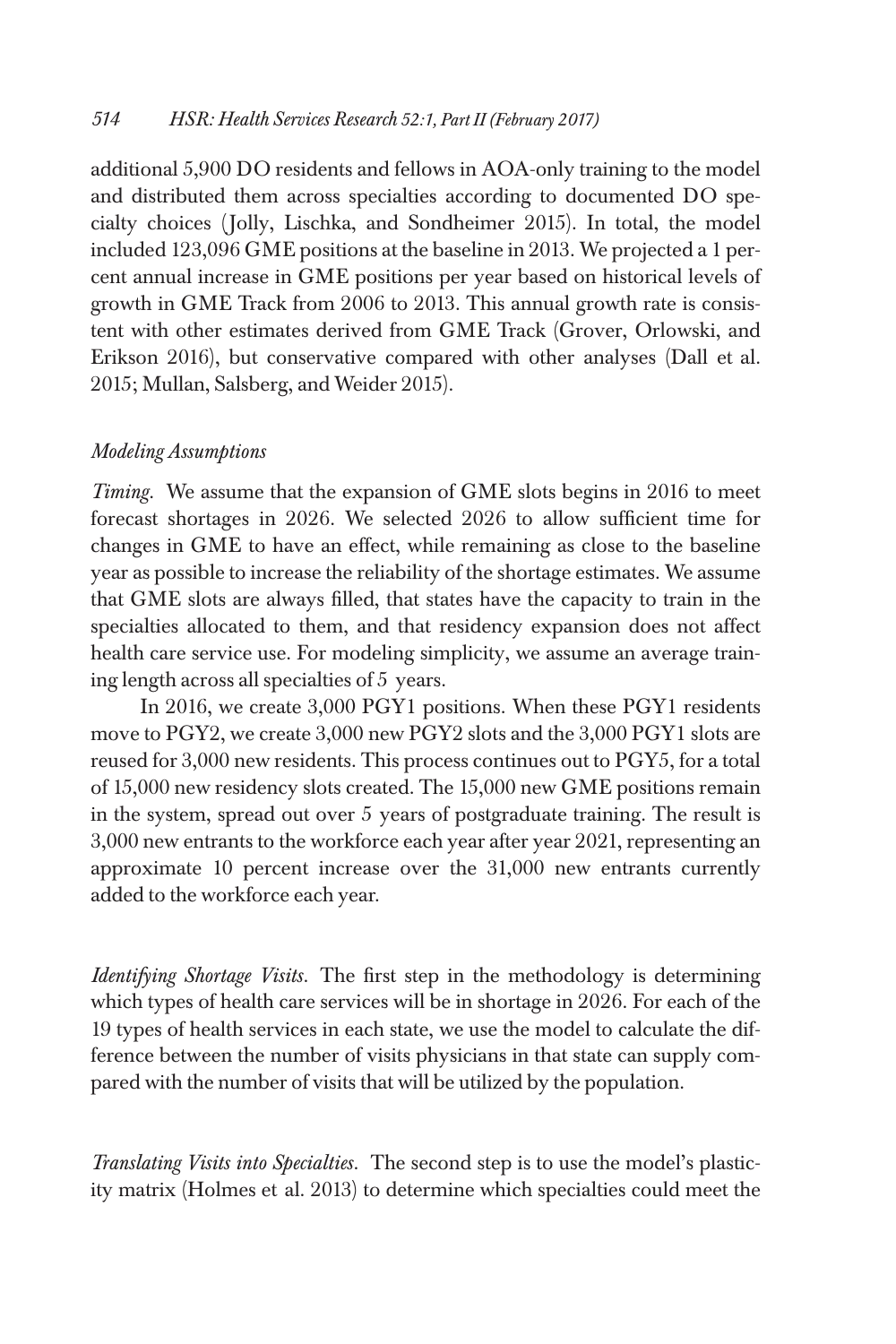additional 5,900 DO residents and fellows in AOA-only training to the model and distributed them across specialties according to documented DO specialty choices (Jolly, Lischka, and Sondheimer 2015). In total, the model included 123,096 GME positions at the baseline in 2013. We projected a 1 percent annual increase in GME positions per year based on historical levels of growth in GME Track from 2006 to 2013. This annual growth rate is consistent with other estimates derived from GME Track (Grover, Orlowski, and Erikson 2016), but conservative compared with other analyses (Dall et al. 2015; Mullan, Salsberg, and Weider 2015).

### *Modeling Assumptions*

*Timing.* We assume that the expansion of GME slots begins in 2016 to meet forecast shortages in 2026. We selected 2026 to allow sufficient time for changes in GME to have an effect, while remaining as close to the baseline year as possible to increase the reliability of the shortage estimates. We assume that GME slots are always filled, that states have the capacity to train in the specialties allocated to them, and that residency expansion does not affect health care service use. For modeling simplicity, we assume an average training length across all specialties of 5 years.

In 2016, we create 3,000 PGY1 positions. When these PGY1 residents move to PGY2, we create 3,000 new PGY2 slots and the 3,000 PGY1 slots are reused for 3,000 new residents. This process continues out to PGY5, for a total of 15,000 new residency slots created. The 15,000 new GME positions remain in the system, spread out over 5 years of postgraduate training. The result is 3,000 new entrants to the workforce each year after year 2021, representing an approximate 10 percent increase over the 31,000 new entrants currently added to the workforce each year.

*Identifying Shortage Visits.* The first step in the methodology is determining which types of health care services will be in shortage in 2026. For each of the 19 types of health services in each state, we use the model to calculate the difference between the number of visits physicians in that state can supply compared with the number of visits that will be utilized by the population.

*Translating Visits into Specialties.* The second step is to use the model's plasticity matrix (Holmes et al. 2013) to determine which specialties could meet the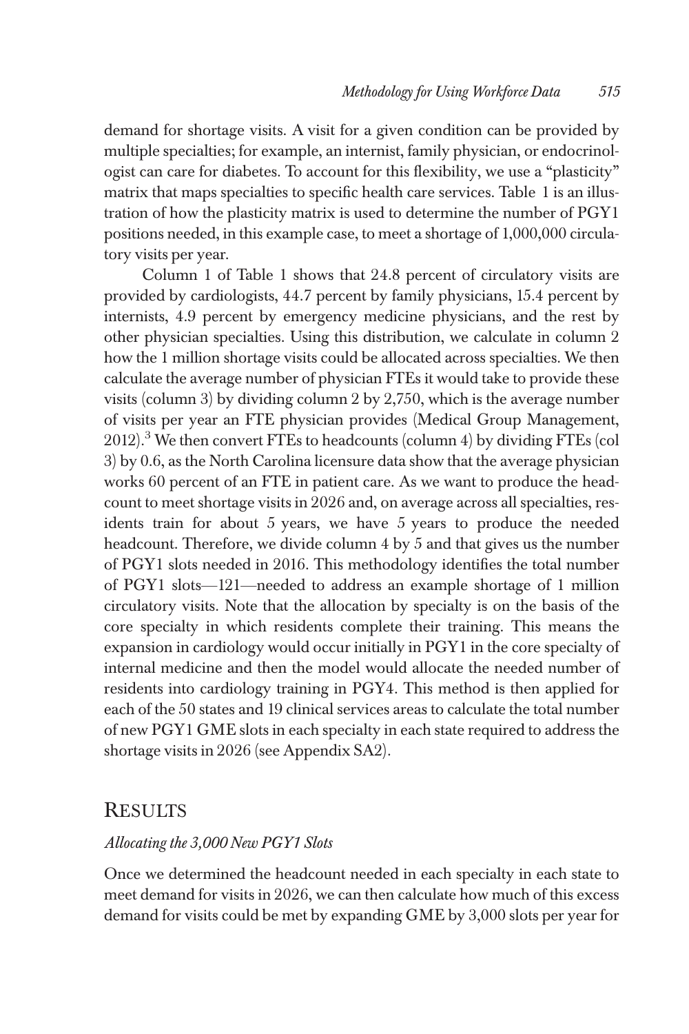demand for shortage visits. A visit for a given condition can be provided by multiple specialties; for example, an internist, family physician, or endocrinologist can care for diabetes. To account for this flexibility, we use a "plasticity" matrix that maps specialties to specific health care services. Table 1 is an illustration of how the plasticity matrix is used to determine the number of PGY1 positions needed, in this example case, to meet a shortage of 1,000,000 circulatory visits per year.

Column 1 of Table 1 shows that 24.8 percent of circulatory visits are provided by cardiologists, 44.7 percent by family physicians, 15.4 percent by internists, 4.9 percent by emergency medicine physicians, and the rest by other physician specialties. Using this distribution, we calculate in column 2 how the 1 million shortage visits could be allocated across specialties. We then calculate the average number of physician FTEs it would take to provide these visits (column 3) by dividing column 2 by 2,750, which is the average number of visits per year an FTE physician provides (Medical Group Management, 2012).[3] We then convert FTEs to headcounts (column 4) by dividing FTEs (col 3) by 0.6, as the North Carolina licensure data show that the average physician works 60 percent of an FTE in patient care. As we want to produce the headcount to meet shortage visits in 2026 and, on average across all specialties, residents train for about 5 years, we have 5 years to produce the needed headcount. Therefore, we divide column 4 by 5 and that gives us the number of PGY1 slots needed in 2016. This methodology identifies the total number of PGY1 slots—121—needed to address an example shortage of 1 million circulatory visits. Note that the allocation by specialty is on the basis of the core specialty in which residents complete their training. This means the expansion in cardiology would occur initially in PGY1 in the core specialty of internal medicine and then the model would allocate the needed number of residents into cardiology training in PGY4. This method is then applied for each of the 50 states and 19 clinical services areas to calculate the total number of new PGY1 GME slots in each specialty in each state required to address the shortage visits in 2026 (see Appendix SA2).

## RESULTS

### *Allocating the 3,000 New PGY1 Slots*

Once we determined the headcount needed in each specialty in each state to meet demand for visits in 2026, we can then calculate how much of this excess demand for visits could be met by expanding GME by 3,000 slots per year for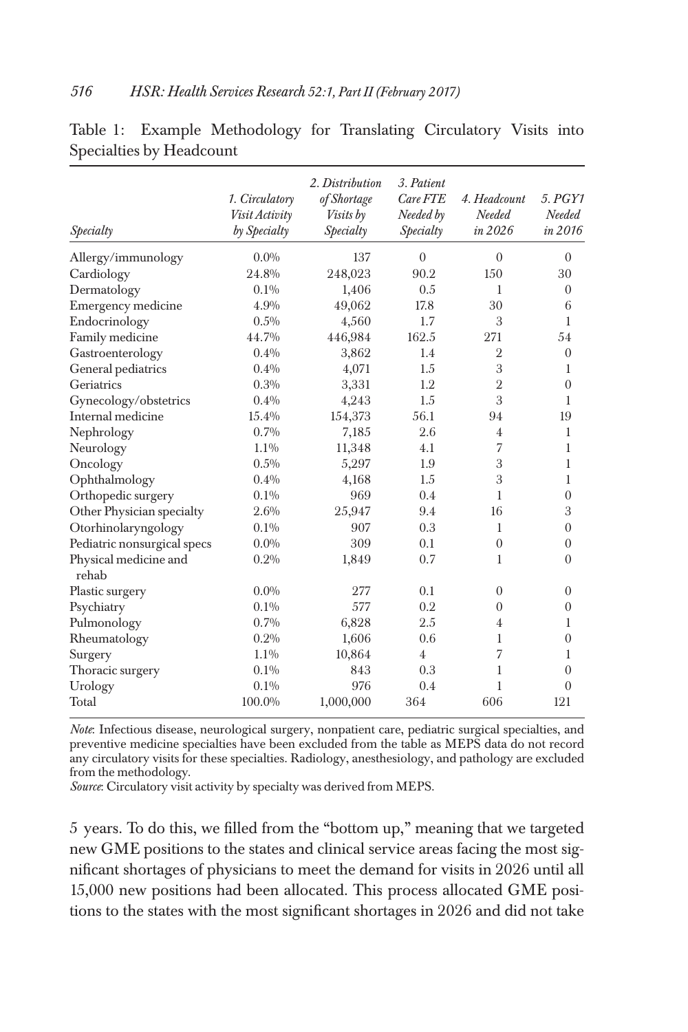Table 1: Example Methodology for Translating Circulatory Visits into Specialties by Headcount

| Specialty | 1. Circulatory Visit Activity by Specialty | 2. Distribution of Shortage Visits by Specialty | 3. Patient Care FTE Needed by Specialty | 4. Headcount Needed in 2026 | 5. PGY1 Needed in 2016 |
|---|---|---|---|---|---|
| Allergy/immunology | 0.0% | 137 | 0 | 0 | 0 |
| Cardiology | 24.8% | 248,023 | 90.2 | 150 | 30 |
| Dermatology | 0.1% | 1,406 | 0.5 | 1 | 0 |
| Emergency medicine | 4.9% | 49,062 | 17.8 | 30 | 6 |
| Endocrinology | 0.5% | 4,560 | 1.7 | 3 | 1 |
| Family medicine | 44.7% | 446,984 | 162.5 | 271 | 54 |
| Gastroenterology | 0.4% | 3,862 | 1.4 | 2 | 0 |
| General pediatrics | 0.4% | 4,071 | 1.5 | 3 | 1 |
| Geriatrics | 0.3% | 3,331 | 1.2 | 2 | 0 |
| Gynecology/obstetrics | 0.4% | 4,243 | 1.5 | 3 | 1 |
| Internal medicine | 15.4% | 154,373 | 56.1 | 94 | 19 |
| Nephrology | 0.7% | 7,185 | 2.6 | 4 | 1 |
| Neurology | 1.1% | 11,348 | 4.1 | 7 | 1 |
| Oncology | 0.5% | 5,297 | 1.9 | 3 | 1 |
| Ophthalmology | 0.4% | 4,168 | 1.5 | 3 | 1 |
| Orthopedic surgery | 0.1% | 969 | 0.4 | 1 | 0 |
| Other Physician specialty | 2.6% | 25,947 | 9.4 | 16 | 3 |
| Otorhinolaryngology | 0.1% | 907 | 0.3 | 1 | 0 |
| Pediatric nonsurgical specs | 0.0% | 309 | 0.1 | 0 | 0 |
| Physical medicine and rehab | 0.2% | 1,849 | 0.7 | 1 | 0 |
| Plastic surgery | 0.0% | 277 | 0.1 | 0 | 0 |
| Psychiatry | 0.1% | 577 | 0.2 | 0 | 0 |
| Pulmonology | 0.7% | 6,828 | 2.5 | 4 | 1 |
| Rheumatology | 0.2% | 1,606 | 0.6 | 1 | 0 |
| Surgery | 1.1% | 10,864 | 4 | 7 | 1 |
| Thoracic surgery | 0.1% | 843 | 0.3 | 1 | 0 |
| Urology | 0.1% | 976 | 0.4 | 1 | 0 |
| Total | 100.0% | 1,000,000 | 364 | 606 | 121 |

*Note*: Infectious disease, neurological surgery, nonpatient care, pediatric surgical specialties, and preventive medicine specialties have been excluded from the table as MEPS data do not record any circulatory visits for these specialties. Radiology, anesthesiology, and pathology are excluded from the methodology.
*Source*: Circulatory visit activity by specialty was derived from MEPS.

5 years. To do this, we filled from the "bottom up," meaning that we targeted new GME positions to the states and clinical service areas facing the most significant shortages of physicians to meet the demand for visits in 2026 until all 15,000 new positions had been allocated. This process allocated GME positions to the states with the most significant shortages in 2026 and did not take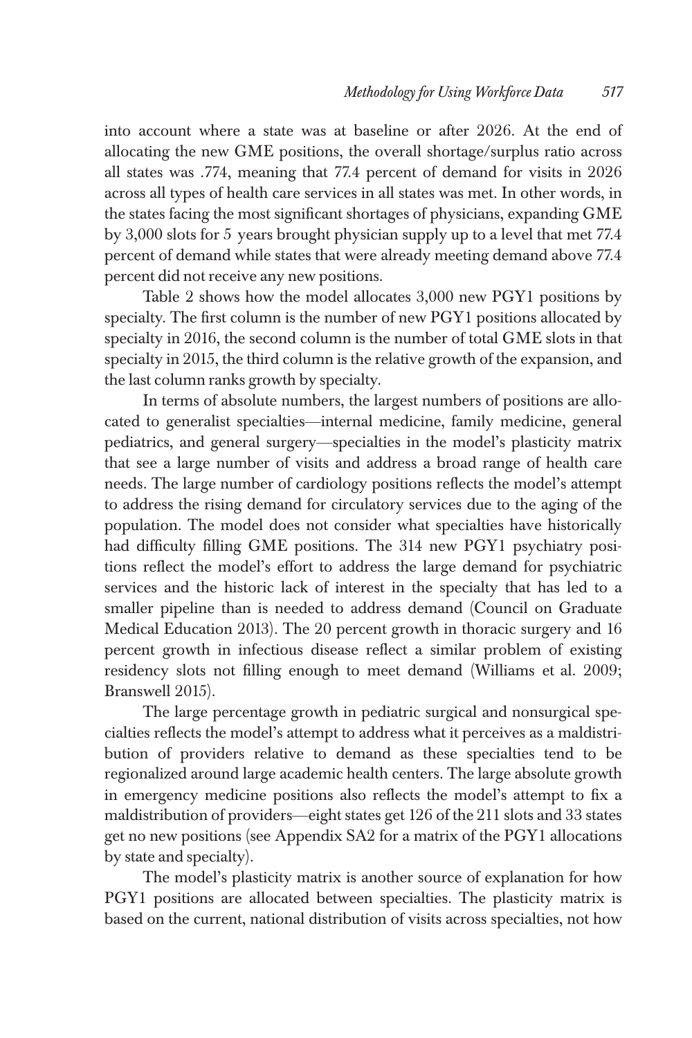into account where a state was at baseline or after 2026. At the end of allocating the new GME positions, the overall shortage/surplus ratio across all states was .774, meaning that 77.4 percent of demand for visits in 2026 across all types of health care services in all states was met. In other words, in the states facing the most significant shortages of physicians, expanding GME by 3,000 slots for 5 years brought physician supply up to a level that met 77.4 percent of demand while states that were already meeting demand above 77.4 percent did not receive any new positions.

Table 2 shows how the model allocates 3,000 new PGY1 positions by specialty. The first column is the number of new PGY1 positions allocated by specialty in 2016, the second column is the number of total GME slots in that specialty in 2015, the third column is the relative growth of the expansion, and the last column ranks growth by specialty.

In terms of absolute numbers, the largest numbers of positions are allocated to generalist specialties—internal medicine, family medicine, general pediatrics, and general surgery—specialties in the model's plasticity matrix that see a large number of visits and address a broad range of health care needs. The large number of cardiology positions reflects the model's attempt to address the rising demand for circulatory services due to the aging of the population. The model does not consider what specialties have historically had difficulty filling GME positions. The 314 new PGY1 psychiatry positions reflect the model's effort to address the large demand for psychiatric services and the historic lack of interest in the specialty that has led to a smaller pipeline than is needed to address demand (Council on Graduate Medical Education 2013). The 20 percent growth in thoracic surgery and 16 percent growth in infectious disease reflect a similar problem of existing residency slots not filling enough to meet demand (Williams et al. 2009; Branswell 2015).

The large percentage growth in pediatric surgical and nonsurgical specialties reflects the model's attempt to address what it perceives as a maldistribution of providers relative to demand as these specialties tend to be regionalized around large academic health centers. The large absolute growth in emergency medicine positions also reflects the model's attempt to fix a maldistribution of providers—eight states get 126 of the 211 slots and 33 states get no new positions (see Appendix SA2 for a matrix of the PGY1 allocations by state and specialty).

The model's plasticity matrix is another source of explanation for how PGY1 positions are allocated between specialties. The plasticity matrix is based on the current, national distribution of visits across specialties, not how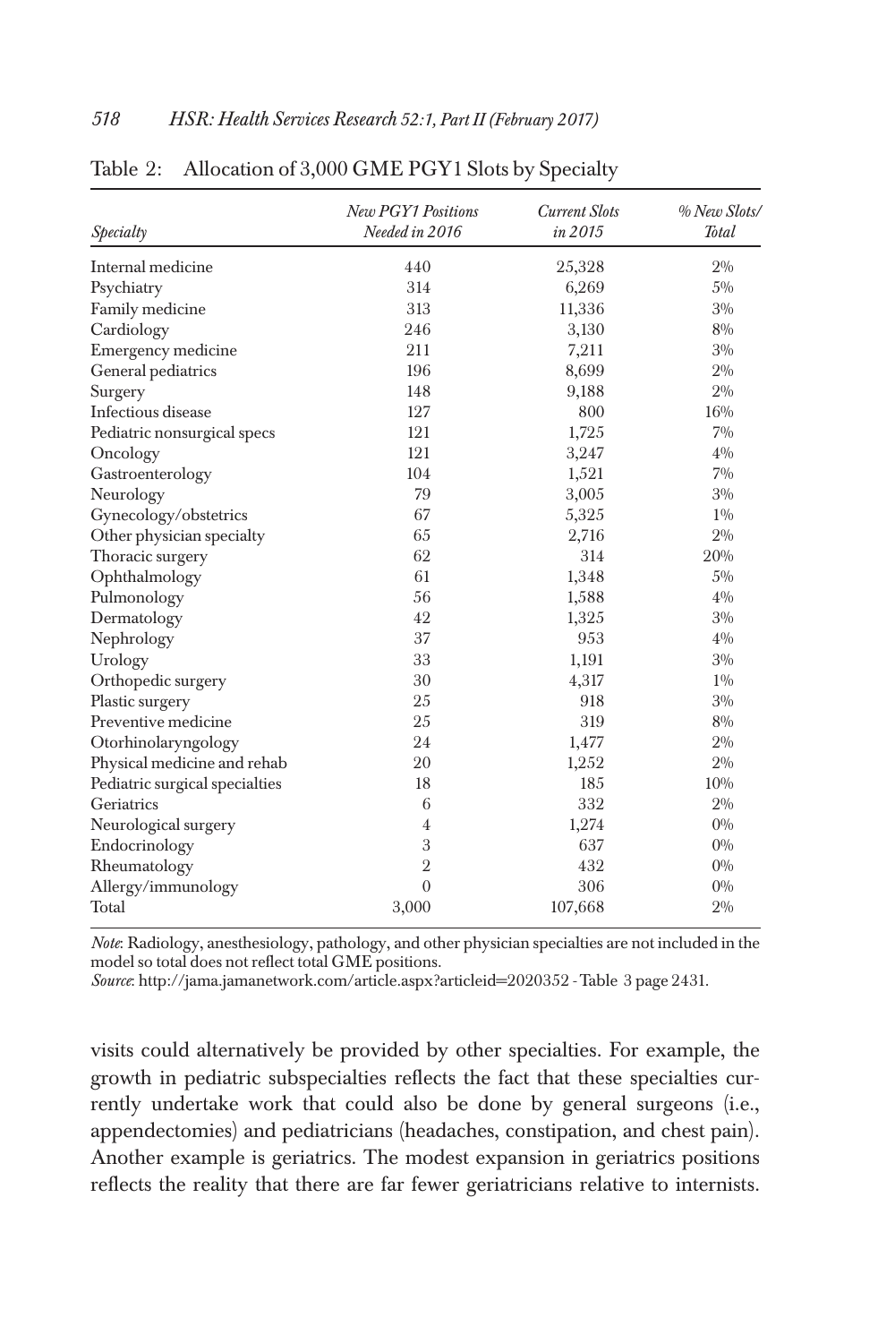Table 2: Allocation of 3,000 GME PGY1 Slots by Specialty

| *Specialty* | *New PGY1 Positions Needed in 2016* | *Current Slots in 2015* | *% New Slots/ Total* |
|---|---|---|---|
| Internal medicine | 440 | 25,328 | 2% |
| Psychiatry | 314 | 6,269 | 5% |
| Family medicine | 313 | 11,336 | 3% |
| Cardiology | 246 | 3,130 | 8% |
| Emergency medicine | 211 | 7,211 | 3% |
| General pediatrics | 196 | 8,699 | 2% |
| Surgery | 148 | 9,188 | 2% |
| Infectious disease | 127 | 800 | 16% |
| Pediatric nonsurgical specs | 121 | 1,725 | 7% |
| Oncology | 121 | 3,247 | 4% |
| Gastroenterology | 104 | 1,521 | 7% |
| Neurology | 79 | 3,005 | 3% |
| Gynecology/obstetrics | 67 | 5,325 | 1% |
| Other physician specialty | 65 | 2,716 | 2% |
| Thoracic surgery | 62 | 314 | 20% |
| Ophthalmology | 61 | 1,348 | 5% |
| Pulmonology | 56 | 1,588 | 4% |
| Dermatology | 42 | 1,325 | 3% |
| Nephrology | 37 | 953 | 4% |
| Urology | 33 | 1,191 | 3% |
| Orthopedic surgery | 30 | 4,317 | 1% |
| Plastic surgery | 25 | 918 | 3% |
| Preventive medicine | 25 | 319 | 8% |
| Otorhinolaryngology | 24 | 1,477 | 2% |
| Physical medicine and rehab | 20 | 1,252 | 2% |
| Pediatric surgical specialties | 18 | 185 | 10% |
| Geriatrics | 6 | 332 | 2% |
| Neurological surgery | 4 | 1,274 | 0% |
| Endocrinology | 3 | 637 | 0% |
| Rheumatology | 2 | 432 | 0% |
| Allergy/immunology | 0 | 306 | 0% |
| Total | 3,000 | 107,668 | 2% |

*Note*: Radiology, anesthesiology, pathology, and other physician specialties are not included in the model so total does not reflect total GME positions.
*Source*: http://jama.jamanetwork.com/article.aspx?articleid=2020352 - Table 3 page 2431.

visits could alternatively be provided by other specialties. For example, the growth in pediatric subspecialties reflects the fact that these specialties currently undertake work that could also be done by general surgeons (i.e., appendectomies) and pediatricians (headaches, constipation, and chest pain). Another example is geriatrics. The modest expansion in geriatrics positions reflects the reality that there are far fewer geriatricians relative to internists.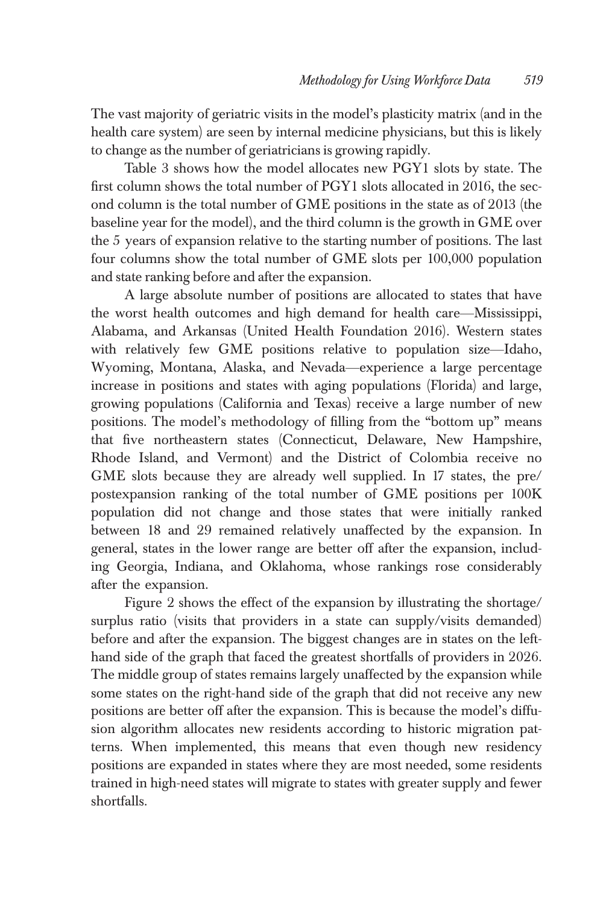The vast majority of geriatric visits in the model's plasticity matrix (and in the health care system) are seen by internal medicine physicians, but this is likely to change as the number of geriatricians is growing rapidly.

Table 3 shows how the model allocates new PGY1 slots by state. The first column shows the total number of PGY1 slots allocated in 2016, the second column is the total number of GME positions in the state as of 2013 (the baseline year for the model), and the third column is the growth in GME over the 5 years of expansion relative to the starting number of positions. The last four columns show the total number of GME slots per 100,000 population and state ranking before and after the expansion.

A large absolute number of positions are allocated to states that have the worst health outcomes and high demand for health care—Mississippi, Alabama, and Arkansas (United Health Foundation 2016). Western states with relatively few GME positions relative to population size—Idaho, Wyoming, Montana, Alaska, and Nevada—experience a large percentage increase in positions and states with aging populations (Florida) and large, growing populations (California and Texas) receive a large number of new positions. The model's methodology of filling from the "bottom up" means that five northeastern states (Connecticut, Delaware, New Hampshire, Rhode Island, and Vermont) and the District of Colombia receive no GME slots because they are already well supplied. In 17 states, the pre/postexpansion ranking of the total number of GME positions per 100K population did not change and those states that were initially ranked between 18 and 29 remained relatively unaffected by the expansion. In general, states in the lower range are better off after the expansion, including Georgia, Indiana, and Oklahoma, whose rankings rose considerably after the expansion.

Figure 2 shows the effect of the expansion by illustrating the shortage/surplus ratio (visits that providers in a state can supply/visits demanded) before and after the expansion. The biggest changes are in states on the left-hand side of the graph that faced the greatest shortfalls of providers in 2026. The middle group of states remains largely unaffected by the expansion while some states on the right-hand side of the graph that did not receive any new positions are better off after the expansion. This is because the model's diffusion algorithm allocates new residents according to historic migration patterns. When implemented, this means that even though new residency positions are expanded in states where they are most needed, some residents trained in high-need states will migrate to states with greater supply and fewer shortfalls.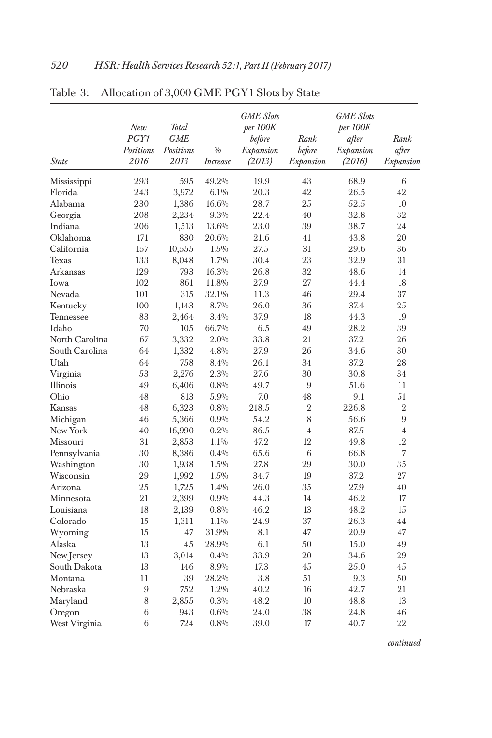Table 3: Allocation of 3,000 GME PGY1 Slots by State

| State | New PGY1 Positions 2016 | Total GME Positions 2013 | % Increase | GME Slots per 100K before Expansion (2013) | Rank before Expansion | GME Slots per 100K after Expansion (2016) | Rank after Expansion |
|---|---|---|---|---|---|---|---|
| Mississippi | 293 | 595 | 49.2% | 19.9 | 43 | 68.9 | 6 |
| Florida | 243 | 3,972 | 6.1% | 20.3 | 42 | 26.5 | 42 |
| Alabama | 230 | 1,386 | 16.6% | 28.7 | 25 | 52.5 | 10 |
| Georgia | 208 | 2,234 | 9.3% | 22.4 | 40 | 32.8 | 32 |
| Indiana | 206 | 1,513 | 13.6% | 23.0 | 39 | 38.7 | 24 |
| Oklahoma | 171 | 830 | 20.6% | 21.6 | 41 | 43.8 | 20 |
| California | 157 | 10,555 | 1.5% | 27.5 | 31 | 29.6 | 36 |
| Texas | 133 | 8,048 | 1.7% | 30.4 | 23 | 32.9 | 31 |
| Arkansas | 129 | 793 | 16.3% | 26.8 | 32 | 48.6 | 14 |
| Iowa | 102 | 861 | 11.8% | 27.9 | 27 | 44.4 | 18 |
| Nevada | 101 | 315 | 32.1% | 11.3 | 46 | 29.4 | 37 |
| Kentucky | 100 | 1,143 | 8.7% | 26.0 | 36 | 37.4 | 25 |
| Tennessee | 83 | 2,464 | 3.4% | 37.9 | 18 | 44.3 | 19 |
| Idaho | 70 | 105 | 66.7% | 6.5 | 49 | 28.2 | 39 |
| North Carolina | 67 | 3,332 | 2.0% | 33.8 | 21 | 37.2 | 26 |
| South Carolina | 64 | 1,332 | 4.8% | 27.9 | 26 | 34.6 | 30 |
| Utah | 64 | 758 | 8.4% | 26.1 | 34 | 37.2 | 28 |
| Virginia | 53 | 2,276 | 2.3% | 27.6 | 30 | 30.8 | 34 |
| Illinois | 49 | 6,406 | 0.8% | 49.7 | 9 | 51.6 | 11 |
| Ohio | 48 | 813 | 5.9% | 7.0 | 48 | 9.1 | 51 |
| Kansas | 48 | 6,323 | 0.8% | 218.5 | 2 | 226.8 | 2 |
| Michigan | 46 | 5,366 | 0.9% | 54.2 | 8 | 56.6 | 9 |
| New York | 40 | 16,990 | 0.2% | 86.5 | 4 | 87.5 | 4 |
| Missouri | 31 | 2,853 | 1.1% | 47.2 | 12 | 49.8 | 12 |
| Pennsylvania | 30 | 8,386 | 0.4% | 65.6 | 6 | 66.8 | 7 |
| Washington | 30 | 1,938 | 1.5% | 27.8 | 29 | 30.0 | 35 |
| Wisconsin | 29 | 1,992 | 1.5% | 34.7 | 19 | 37.2 | 27 |
| Arizona | 25 | 1,725 | 1.4% | 26.0 | 35 | 27.9 | 40 |
| Minnesota | 21 | 2,399 | 0.9% | 44.3 | 14 | 46.2 | 17 |
| Louisiana | 18 | 2,139 | 0.8% | 46.2 | 13 | 48.2 | 15 |
| Colorado | 15 | 1,311 | 1.1% | 24.9 | 37 | 26.3 | 44 |
| Wyoming | 15 | 47 | 31.9% | 8.1 | 47 | 20.9 | 47 |
| Alaska | 13 | 45 | 28.9% | 6.1 | 50 | 15.0 | 49 |
| New Jersey | 13 | 3,014 | 0.4% | 33.9 | 20 | 34.6 | 29 |
| South Dakota | 13 | 146 | 8.9% | 17.3 | 45 | 25.0 | 45 |
| Montana | 11 | 39 | 28.2% | 3.8 | 51 | 9.3 | 50 |
| Nebraska | 9 | 752 | 1.2% | 40.2 | 16 | 42.7 | 21 |
| Maryland | 8 | 2,855 | 0.3% | 48.2 | 10 | 48.8 | 13 |
| Oregon | 6 | 943 | 0.6% | 24.0 | 38 | 24.8 | 46 |
| West Virginia | 6 | 724 | 0.8% | 39.0 | 17 | 40.7 | 22 |

*continued*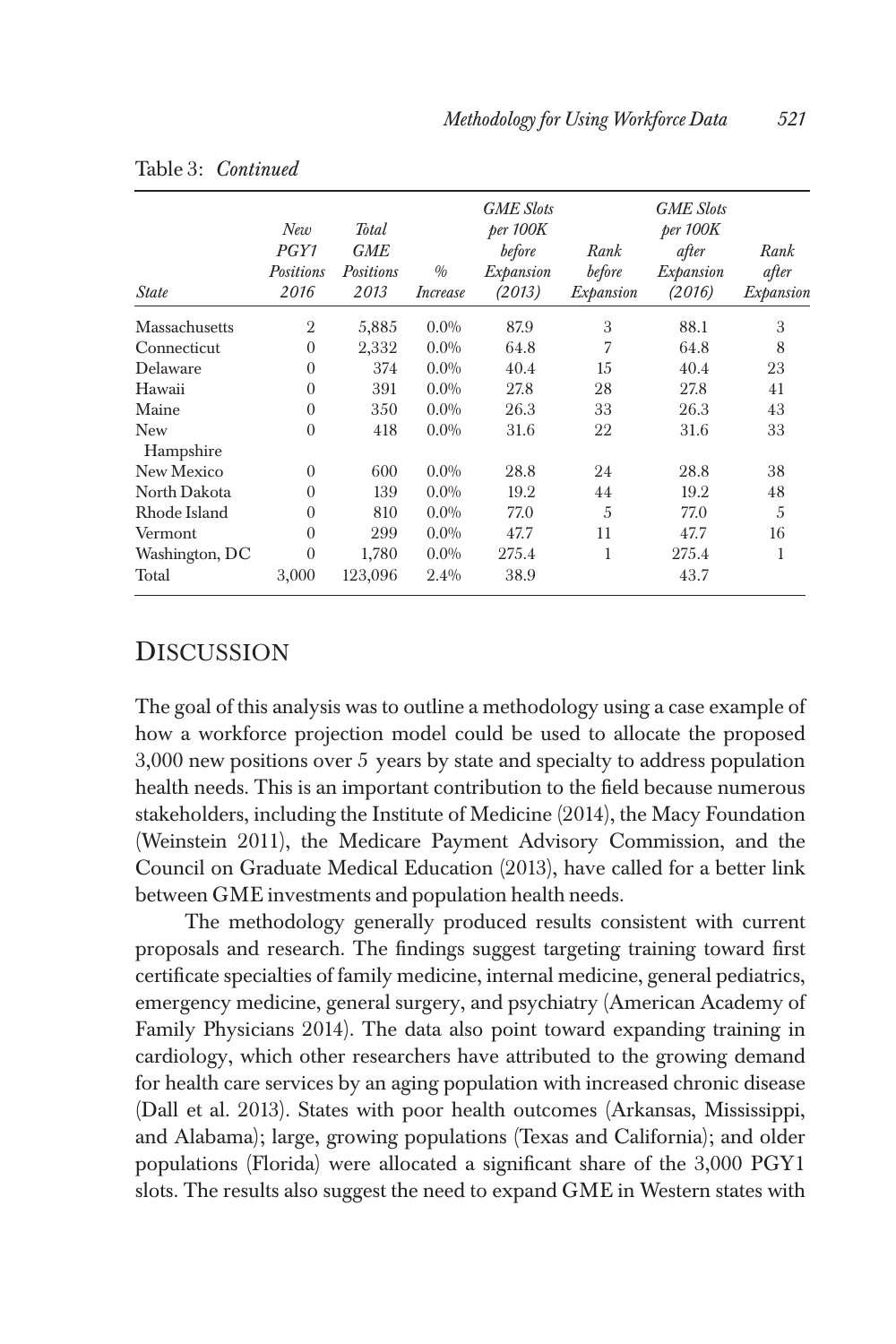Table 3: *Continued*

| State | New PGY1 Positions 2016 | Total GME Positions 2013 | % Increase | GME Slots per 100K before Expansion (2013) | Rank before Expansion | GME Slots per 100K after Expansion (2016) | Rank after Expansion |
|---|---|---|---|---|---|---|---|
| Massachusetts | 2 | 5,885 | 0.0% | 87.9 | 3 | 88.1 | 3 |
| Connecticut | 0 | 2,332 | 0.0% | 64.8 | 7 | 64.8 | 8 |
| Delaware | 0 | 374 | 0.0% | 40.4 | 15 | 40.4 | 23 |
| Hawaii | 0 | 391 | 0.0% | 27.8 | 28 | 27.8 | 41 |
| Maine | 0 | 350 | 0.0% | 26.3 | 33 | 26.3 | 43 |
| New Hampshire | 0 | 418 | 0.0% | 31.6 | 22 | 31.6 | 33 |
| New Mexico | 0 | 600 | 0.0% | 28.8 | 24 | 28.8 | 38 |
| North Dakota | 0 | 139 | 0.0% | 19.2 | 44 | 19.2 | 48 |
| Rhode Island | 0 | 810 | 0.0% | 77.0 | 5 | 77.0 | 5 |
| Vermont | 0 | 299 | 0.0% | 47.7 | 11 | 47.7 | 16 |
| Washington, DC | 0 | 1,780 | 0.0% | 275.4 | 1 | 275.4 | 1 |
| Total | 3,000 | 123,096 | 2.4% | 38.9 | | 43.7 | |

## DISCUSSION

The goal of this analysis was to outline a methodology using a case example of how a workforce projection model could be used to allocate the proposed 3,000 new positions over 5 years by state and specialty to address population health needs. This is an important contribution to the field because numerous stakeholders, including the Institute of Medicine (2014), the Macy Foundation (Weinstein 2011), the Medicare Payment Advisory Commission, and the Council on Graduate Medical Education (2013), have called for a better link between GME investments and population health needs.

The methodology generally produced results consistent with current proposals and research. The findings suggest targeting training toward first certificate specialties of family medicine, internal medicine, general pediatrics, emergency medicine, general surgery, and psychiatry (American Academy of Family Physicians 2014). The data also point toward expanding training in cardiology, which other researchers have attributed to the growing demand for health care services by an aging population with increased chronic disease (Dall et al. 2013). States with poor health outcomes (Arkansas, Mississippi, and Alabama); large, growing populations (Texas and California); and older populations (Florida) were allocated a significant share of the 3,000 PGY1 slots. The results also suggest the need to expand GME in Western states with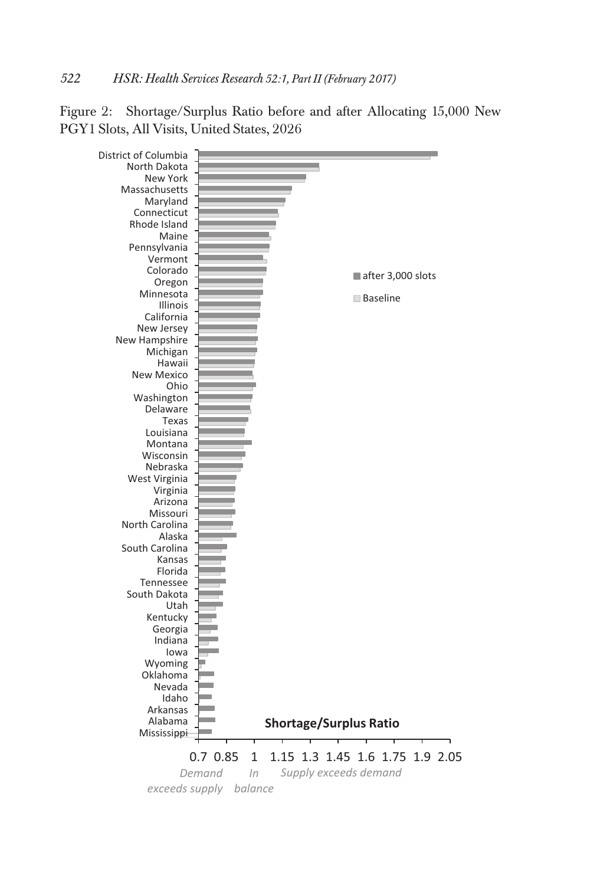Figure 2: Shortage/Surplus Ratio before and after Allocating 15,000 New PGY1 Slots, All Visits, United States, 2026

District of Columbia
North Dakota
New York
Massachusetts
Maryland
Connecticut
Rhode Island
Maine
Pennsylvania
Vermont
Colorado
Oregon
Minnesota
Illinois
California
New Jersey
New Hampshire
Michigan
Hawaii
New Mexico
Ohio
Washington
Delaware
Texas
Louisiana
Montana
Wisconsin
Nebraska
West Virginia
Virginia
Arizona
Missouri
North Carolina
Alaska
South Carolina
Kansas
Florida
Tennessee
South Dakota
Utah
Kentucky
Georgia
Indiana
Iowa
Wyoming
Oklahoma
Nevada
Idaho
Arkansas
Alabama
Mississippi

after 3,000 slots

Baseline

**Shortage/Surplus Ratio**

0.7 0.85 1 1.15 1.3 1.45 1.6 1.75 1.9 2.05

*Demand exceeds supply* *In balance* *Supply exceeds demand*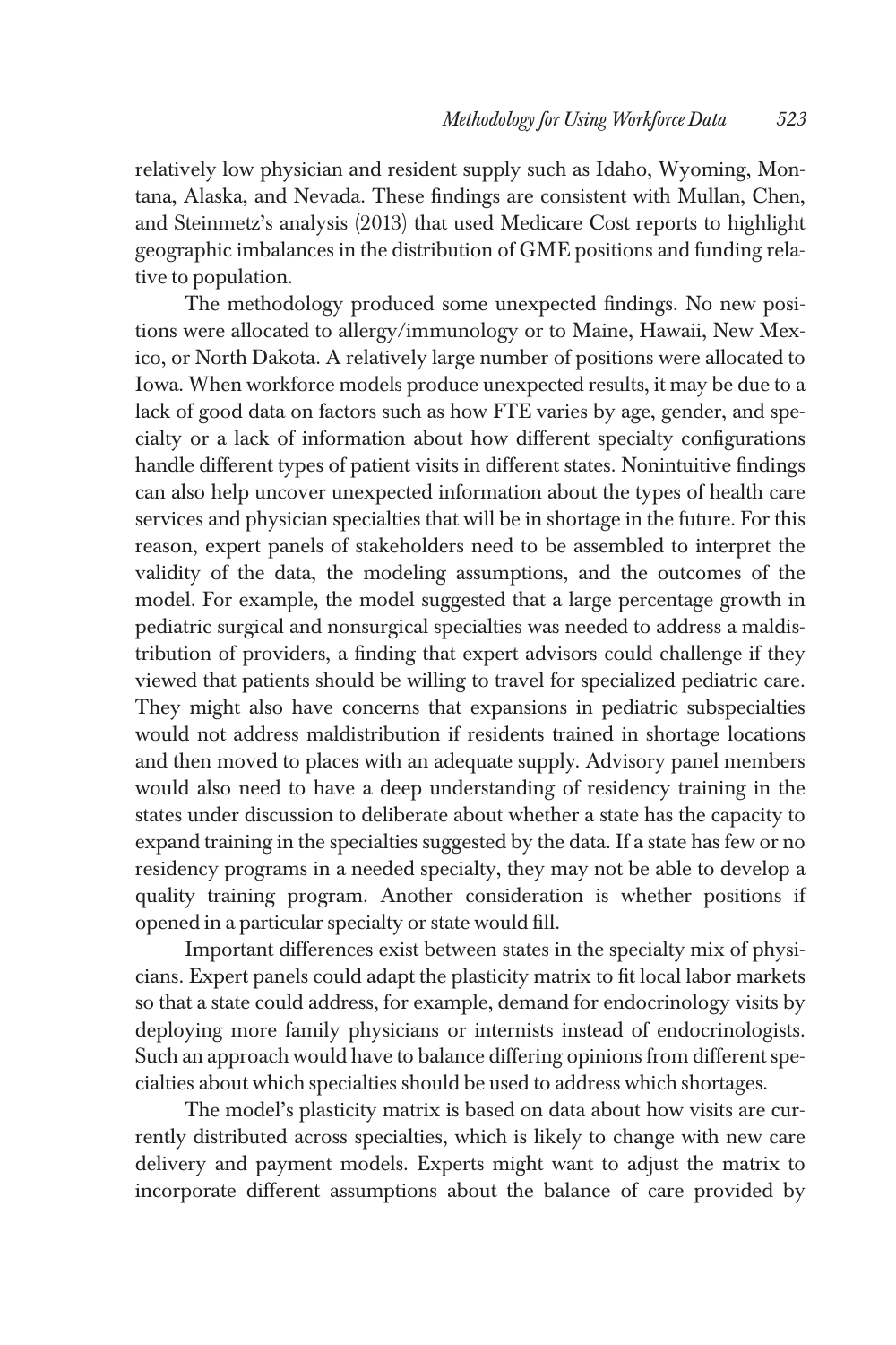relatively low physician and resident supply such as Idaho, Wyoming, Montana, Alaska, and Nevada. These findings are consistent with Mullan, Chen, and Steinmetz's analysis (2013) that used Medicare Cost reports to highlight geographic imbalances in the distribution of GME positions and funding relative to population.

The methodology produced some unexpected findings. No new positions were allocated to allergy/immunology or to Maine, Hawaii, New Mexico, or North Dakota. A relatively large number of positions were allocated to Iowa. When workforce models produce unexpected results, it may be due to a lack of good data on factors such as how FTE varies by age, gender, and specialty or a lack of information about how different specialty configurations handle different types of patient visits in different states. Nonintuitive findings can also help uncover unexpected information about the types of health care services and physician specialties that will be in shortage in the future. For this reason, expert panels of stakeholders need to be assembled to interpret the validity of the data, the modeling assumptions, and the outcomes of the model. For example, the model suggested that a large percentage growth in pediatric surgical and nonsurgical specialties was needed to address a maldistribution of providers, a finding that expert advisors could challenge if they viewed that patients should be willing to travel for specialized pediatric care. They might also have concerns that expansions in pediatric subspecialties would not address maldistribution if residents trained in shortage locations and then moved to places with an adequate supply. Advisory panel members would also need to have a deep understanding of residency training in the states under discussion to deliberate about whether a state has the capacity to expand training in the specialties suggested by the data. If a state has few or no residency programs in a needed specialty, they may not be able to develop a quality training program. Another consideration is whether positions if opened in a particular specialty or state would fill.

Important differences exist between states in the specialty mix of physicians. Expert panels could adapt the plasticity matrix to fit local labor markets so that a state could address, for example, demand for endocrinology visits by deploying more family physicians or internists instead of endocrinologists. Such an approach would have to balance differing opinions from different specialties about which specialties should be used to address which shortages.

The model's plasticity matrix is based on data about how visits are currently distributed across specialties, which is likely to change with new care delivery and payment models. Experts might want to adjust the matrix to incorporate different assumptions about the balance of care provided by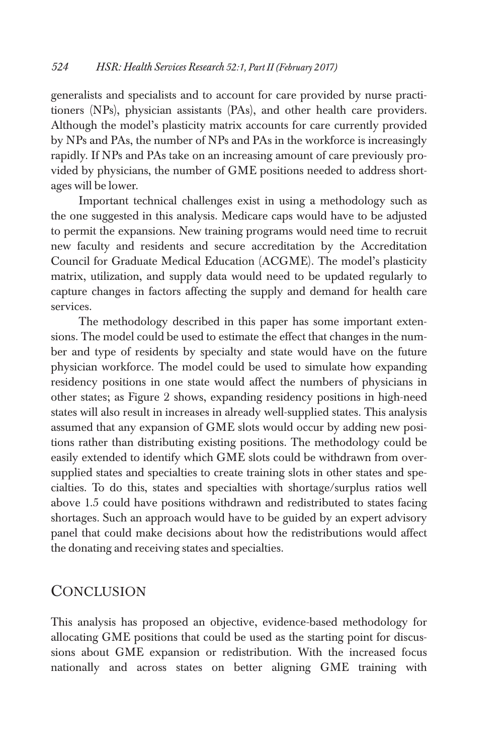generalists and specialists and to account for care provided by nurse practitioners (NPs), physician assistants (PAs), and other health care providers. Although the model's plasticity matrix accounts for care currently provided by NPs and PAs, the number of NPs and PAs in the workforce is increasingly rapidly. If NPs and PAs take on an increasing amount of care previously provided by physicians, the number of GME positions needed to address shortages will be lower.

Important technical challenges exist in using a methodology such as the one suggested in this analysis. Medicare caps would have to be adjusted to permit the expansions. New training programs would need time to recruit new faculty and residents and secure accreditation by the Accreditation Council for Graduate Medical Education (ACGME). The model's plasticity matrix, utilization, and supply data would need to be updated regularly to capture changes in factors affecting the supply and demand for health care services.

The methodology described in this paper has some important extensions. The model could be used to estimate the effect that changes in the number and type of residents by specialty and state would have on the future physician workforce. The model could be used to simulate how expanding residency positions in one state would affect the numbers of physicians in other states; as Figure 2 shows, expanding residency positions in high-need states will also result in increases in already well-supplied states. This analysis assumed that any expansion of GME slots would occur by adding new positions rather than distributing existing positions. The methodology could be easily extended to identify which GME slots could be withdrawn from oversupplied states and specialties to create training slots in other states and specialties. To do this, states and specialties with shortage/surplus ratios well above 1.5 could have positions withdrawn and redistributed to states facing shortages. Such an approach would have to be guided by an expert advisory panel that could make decisions about how the redistributions would affect the donating and receiving states and specialties.

## Conclusion

This analysis has proposed an objective, evidence-based methodology for allocating GME positions that could be used as the starting point for discussions about GME expansion or redistribution. With the increased focus nationally and across states on better aligning GME training with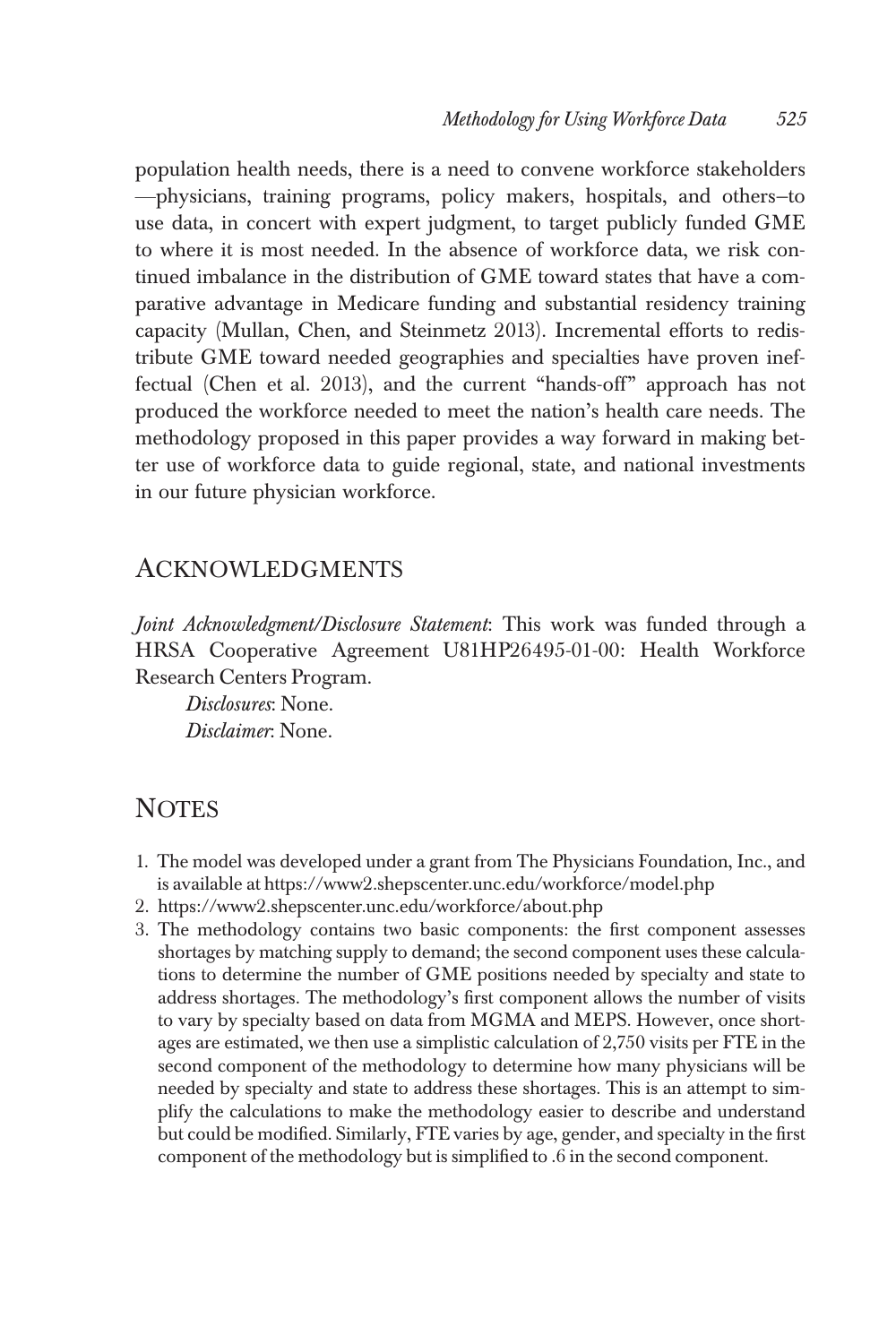population health needs, there is a need to convene workforce stakeholders—physicians, training programs, policy makers, hospitals, and others–to use data, in concert with expert judgment, to target publicly funded GME to where it is most needed. In the absence of workforce data, we risk continued imbalance in the distribution of GME toward states that have a comparative advantage in Medicare funding and substantial residency training capacity (Mullan, Chen, and Steinmetz 2013). Incremental efforts to redistribute GME toward needed geographies and specialties have proven ineffectual (Chen et al. 2013), and the current "hands-off" approach has not produced the workforce needed to meet the nation's health care needs. The methodology proposed in this paper provides a way forward in making better use of workforce data to guide regional, state, and national investments in our future physician workforce.

## Acknowledgments

*Joint Acknowledgment/Disclosure Statement*: This work was funded through a HRSA Cooperative Agreement U81HP26495-01-00: Health Workforce Research Centers Program.

*Disclosures*: None.

*Disclaimer*: None.

## Notes

1. The model was developed under a grant from The Physicians Foundation, Inc., and is available at https://www2.shepscenter.unc.edu/workforce/model.php
2. https://www2.shepscenter.unc.edu/workforce/about.php
3. The methodology contains two basic components: the first component assesses shortages by matching supply to demand; the second component uses these calculations to determine the number of GME positions needed by specialty and state to address shortages. The methodology's first component allows the number of visits to vary by specialty based on data from MGMA and MEPS. However, once shortages are estimated, we then use a simplistic calculation of 2,750 visits per FTE in the second component of the methodology to determine how many physicians will be needed by specialty and state to address these shortages. This is an attempt to simplify the calculations to make the methodology easier to describe and understand but could be modified. Similarly, FTE varies by age, gender, and specialty in the first component of the methodology but is simplified to .6 in the second component.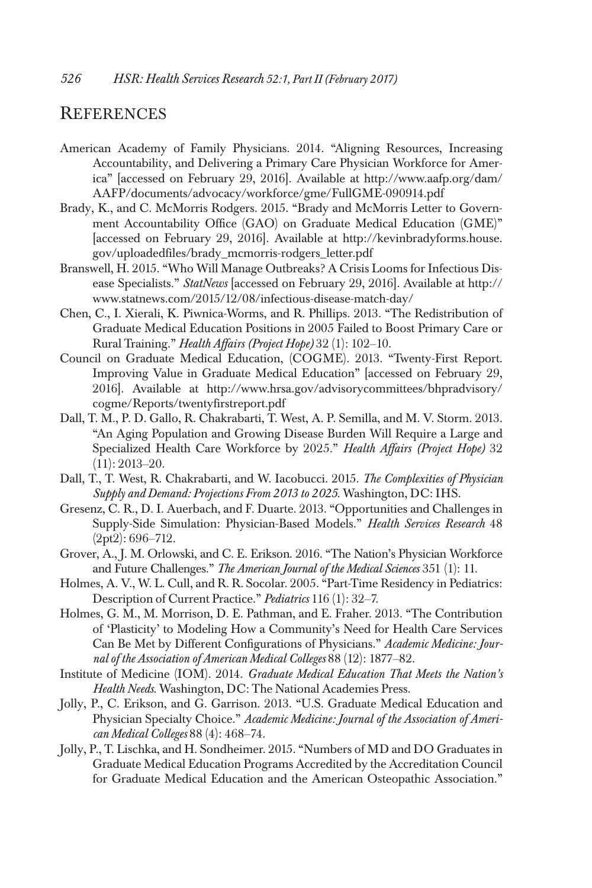## References

American Academy of Family Physicians. 2014. "Aligning Resources, Increasing Accountability, and Delivering a Primary Care Physician Workforce for America" [accessed on February 29, 2016]. Available at http://www.aafp.org/dam/AAFP/documents/advocacy/workforce/gme/FullGME-090914.pdf

Brady, K., and C. McMorris Rodgers. 2015. "Brady and McMorris Letter to Government Accountability Office (GAO) on Graduate Medical Education (GME)" [accessed on February 29, 2016]. Available at http://kevinbradyforms.house.gov/uploadedfiles/brady_mcmorris-rodgers_letter.pdf

Branswell, H. 2015. "Who Will Manage Outbreaks? A Crisis Looms for Infectious Disease Specialists." *StatNews* [accessed on February 29, 2016]. Available at http://www.statnews.com/2015/12/08/infectious-disease-match-day/

Chen, C., I. Xierali, K. Piwnica-Worms, and R. Phillips. 2013. "The Redistribution of Graduate Medical Education Positions in 2005 Failed to Boost Primary Care or Rural Training." *Health Affairs (Project Hope)* 32 (1): 102–10.

Council on Graduate Medical Education, (COGME). 2013. "Twenty-First Report. Improving Value in Graduate Medical Education" [accessed on February 29, 2016]. Available at http://www.hrsa.gov/advisorycommittees/bhpradvisory/cogme/Reports/twentyfirstreport.pdf

Dall, T. M., P. D. Gallo, R. Chakrabarti, T. West, A. P. Semilla, and M. V. Storm. 2013. "An Aging Population and Growing Disease Burden Will Require a Large and Specialized Health Care Workforce by 2025." *Health Affairs (Project Hope)* 32 (11): 2013–20.

Dall, T., T. West, R. Chakrabarti, and W. Iacobucci. 2015. *The Complexities of Physician Supply and Demand: Projections From 2013 to 2025*. Washington, DC: IHS.

Gresenz, C. R., D. I. Auerbach, and F. Duarte. 2013. "Opportunities and Challenges in Supply-Side Simulation: Physician-Based Models." *Health Services Research* 48 (2pt2): 696–712.

Grover, A., J. M. Orlowski, and C. E. Erikson. 2016. "The Nation's Physician Workforce and Future Challenges." *The American Journal of the Medical Sciences* 351 (1): 11.

Holmes, A. V., W. L. Cull, and R. R. Socolar. 2005. "Part-Time Residency in Pediatrics: Description of Current Practice." *Pediatrics* 116 (1): 32–7.

Holmes, G. M., M. Morrison, D. E. Pathman, and E. Fraher. 2013. "The Contribution of 'Plasticity' to Modeling How a Community's Need for Health Care Services Can Be Met by Different Configurations of Physicians." *Academic Medicine: Journal of the Association of American Medical Colleges* 88 (12): 1877–82.

Institute of Medicine (IOM). 2014. *Graduate Medical Education That Meets the Nation's Health Needs*. Washington, DC: The National Academies Press.

Jolly, P., C. Erikson, and G. Garrison. 2013. "U.S. Graduate Medical Education and Physician Specialty Choice." *Academic Medicine: Journal of the Association of American Medical Colleges* 88 (4): 468–74.

Jolly, P., T. Lischka, and H. Sondheimer. 2015. "Numbers of MD and DO Graduates in Graduate Medical Education Programs Accredited by the Accreditation Council for Graduate Medical Education and the American Osteopathic Association."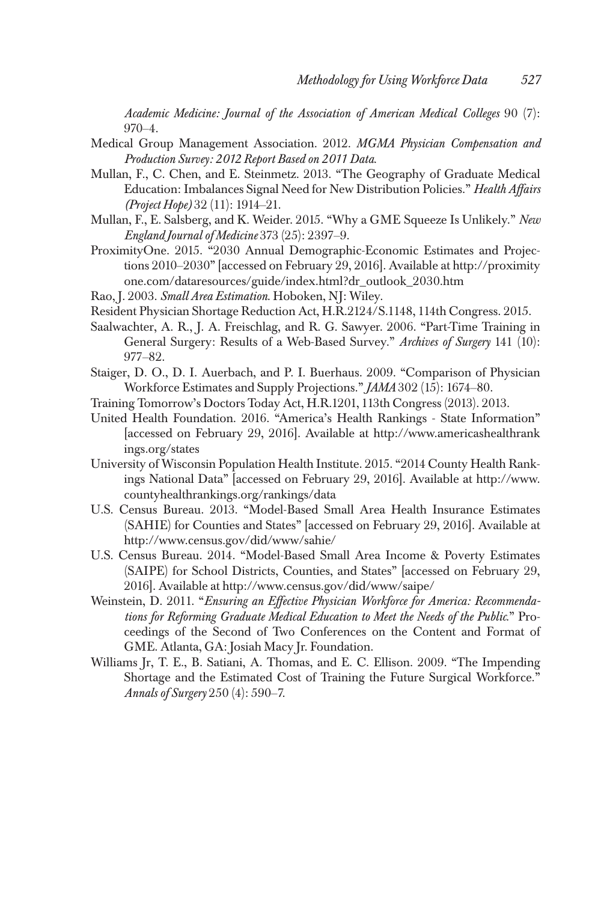*Academic Medicine: Journal of the Association of American Medical Colleges* 90 (7): 970–4.

Medical Group Management Association. 2012. *MGMA Physician Compensation and Production Survey: 2012 Report Based on 2011 Data*.

Mullan, F., C. Chen, and E. Steinmetz. 2013. "The Geography of Graduate Medical Education: Imbalances Signal Need for New Distribution Policies." *Health Affairs (Project Hope)* 32 (11): 1914–21.

Mullan, F., E. Salsberg, and K. Weider. 2015. "Why a GME Squeeze Is Unlikely." *New England Journal of Medicine* 373 (25): 2397–9.

ProximityOne. 2015. "2030 Annual Demographic-Economic Estimates and Projections 2010–2030" [accessed on February 29, 2016]. Available at http://proximityone.com/dataresources/guide/index.html?dr_outlook_2030.htm

Rao, J. 2003. *Small Area Estimation*. Hoboken, NJ: Wiley.

Resident Physician Shortage Reduction Act, H.R.2124/S.1148, 114th Congress. 2015.

Saalwachter, A. R., J. A. Freischlag, and R. G. Sawyer. 2006. "Part-Time Training in General Surgery: Results of a Web-Based Survey." *Archives of Surgery* 141 (10): 977–82.

Staiger, D. O., D. I. Auerbach, and P. I. Buerhaus. 2009. "Comparison of Physician Workforce Estimates and Supply Projections." *JAMA* 302 (15): 1674–80.

Training Tomorrow's Doctors Today Act, H.R.1201, 113th Congress (2013). 2013.

United Health Foundation. 2016. "America's Health Rankings - State Information" [accessed on February 29, 2016]. Available at http://www.americashealthrankings.org/states

University of Wisconsin Population Health Institute. 2015. "2014 County Health Rankings National Data" [accessed on February 29, 2016]. Available at http://www.countyhealthrankings.org/rankings/data

U.S. Census Bureau. 2013. "Model-Based Small Area Health Insurance Estimates (SAHIE) for Counties and States" [accessed on February 29, 2016]. Available at http://www.census.gov/did/www/sahie/

U.S. Census Bureau. 2014. "Model-Based Small Area Income & Poverty Estimates (SAIPE) for School Districts, Counties, and States" [accessed on February 29, 2016]. Available at http://www.census.gov/did/www/saipe/

Weinstein, D. 2011. "*Ensuring an Effective Physician Workforce for America: Recommendations for Reforming Graduate Medical Education to Meet the Needs of the Public*." Proceedings of the Second of Two Conferences on the Content and Format of GME. Atlanta, GA: Josiah Macy Jr. Foundation.

Williams Jr, T. E., B. Satiani, A. Thomas, and E. C. Ellison. 2009. "The Impending Shortage and the Estimated Cost of Training the Future Surgical Workforce." *Annals of Surgery* 250 (4): 590–7.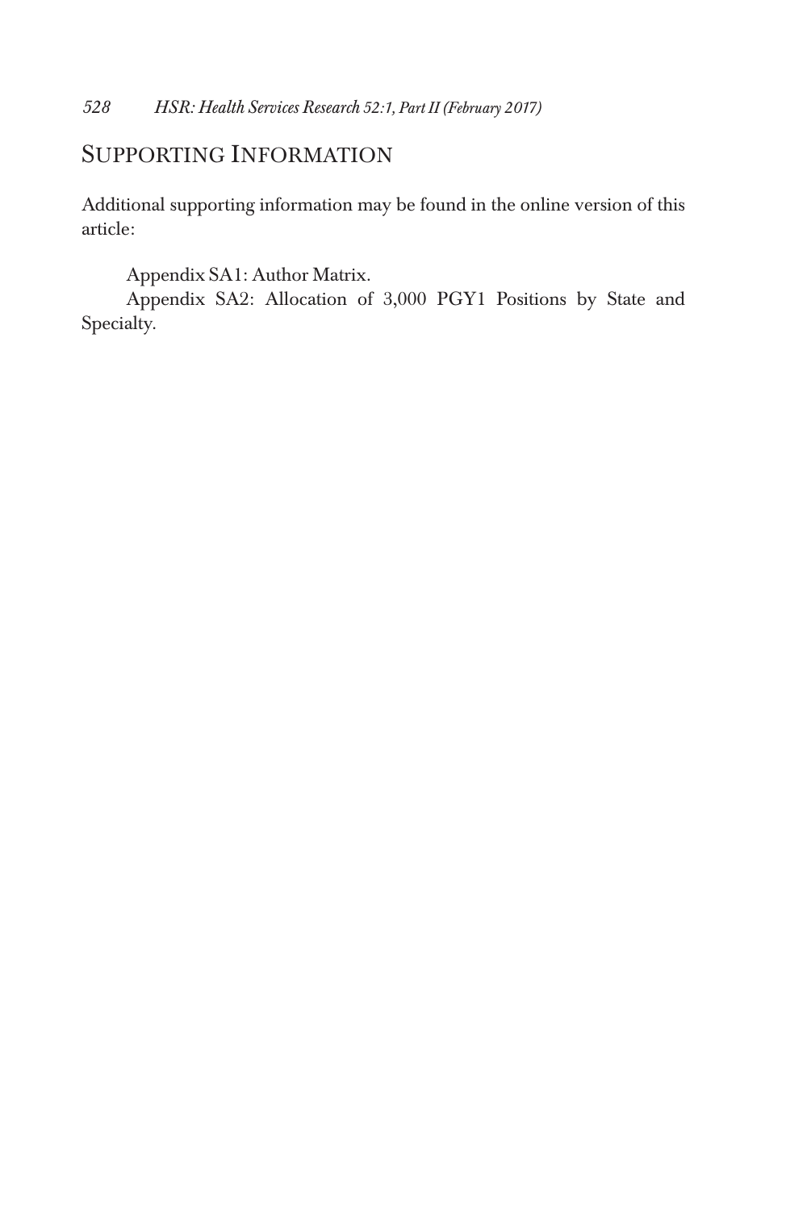## Supporting Information

Additional supporting information may be found in the online version of this article:

Appendix SA1: Author Matrix.

Appendix SA2: Allocation of 3,000 PGY1 Positions by State and Specialty.